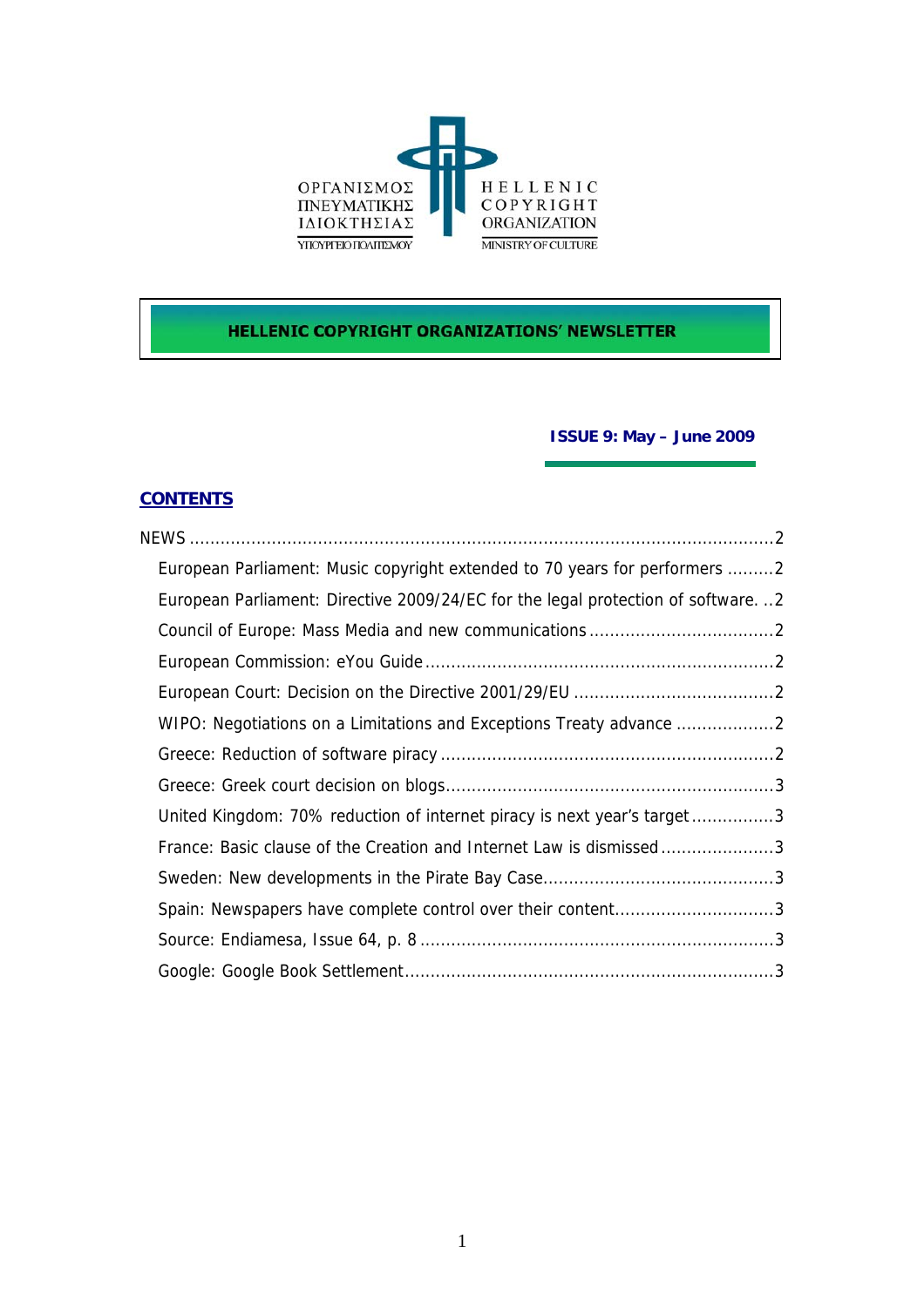ΟΡΓΑΝΙΣΜΟΣ ΠΝΕΥΜΑΤΙΚΗΣ ΙΔΙΟΚΤΗΣΙΑΣ
ΥΠΟΥΡΓΕΙΟ ΠΟΛΙΤΙΣΜΟΥ

HELLENIC COPYRIGHT ORGANIZATION
MINISTRY OF CULTURE

**HELLENIC COPYRIGHT ORGANIZATIONS' NEWSLETTER**

**ISSUE 9: May – June 2009**

## CONTENTS

NEWS ..........2

- European Parliament: Music copyright extended to 70 years for performers ..........2
- European Parliament: Directive 2009/24/EC for the legal protection of software. ..2
- Council of Europe: Mass Media and new communications ..........2
- European Commission: eYou Guide ..........2
- European Court: Decision on the Directive 2001/29/EU ..........2
- WIPO: Negotiations on a Limitations and Exceptions Treaty advance ..........2
- Greece: Reduction of software piracy ..........2
- Greece: Greek court decision on blogs ..........3
- United Kingdom: 70% reduction of internet piracy is next year's target ..........3
- France: Basic clause of the Creation and Internet Law is dismissed ..........3
- Sweden: New developments in the Pirate Bay Case ..........3
- Spain: Newspapers have complete control over their content ..........3
- Source: Endiamesa, Issue 64, p. 8 ..........3
- Google: Google Book Settlement ..........3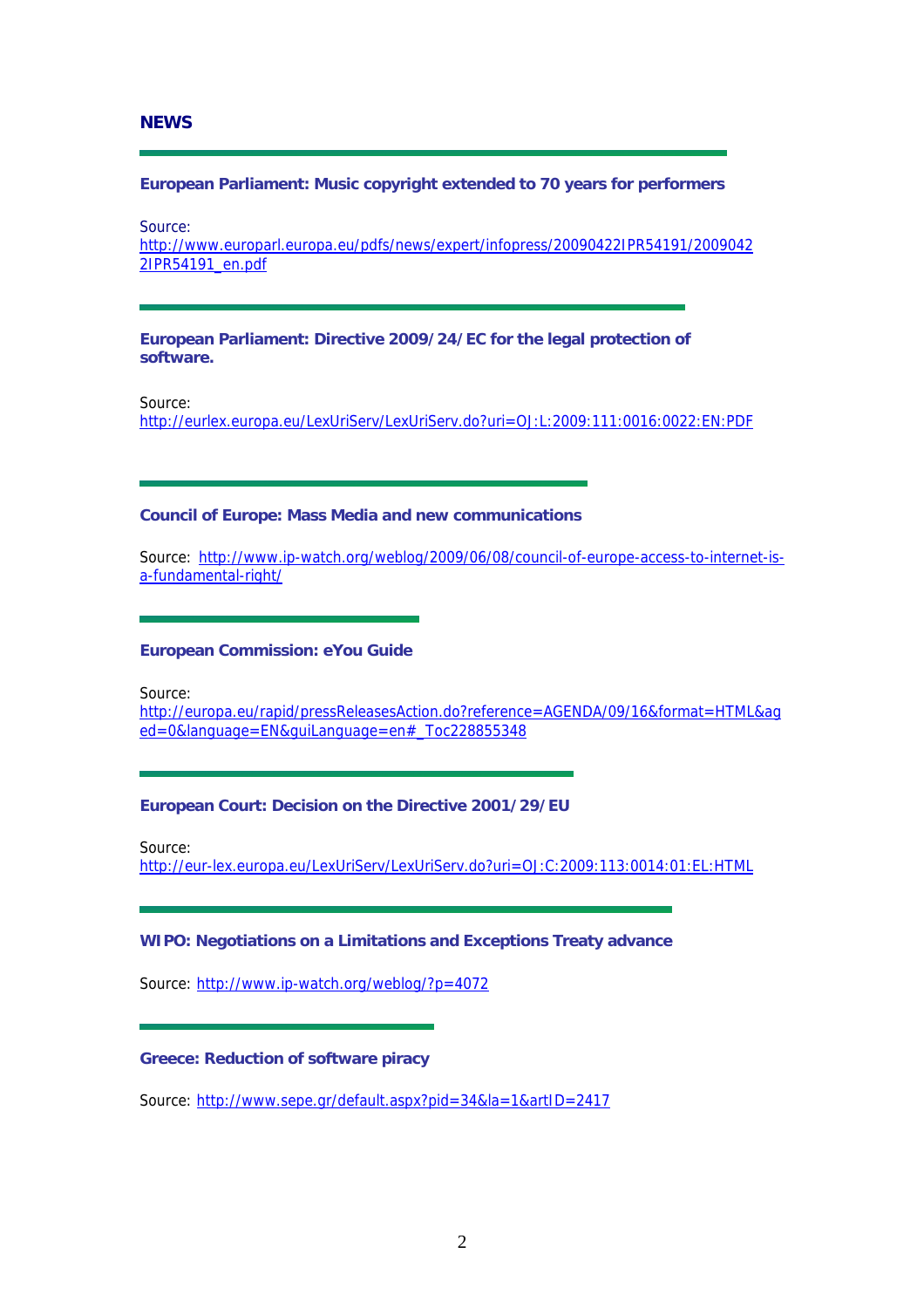## NEWS

---

### European Parliament: Music copyright extended to 70 years for performers

Source:
http://www.europarl.europa.eu/pdfs/news/expert/infopress/20090422IPR54191/20090422IPR54191_en.pdf

---

### European Parliament: Directive 2009/24/EC for the legal protection of software.

Source:
http://eurlex.europa.eu/LexUriServ/LexUriServ.do?uri=OJ:L:2009:111:0016:0022:EN:PDF

---

### Council of Europe: Mass Media and new communications

Source: http://www.ip-watch.org/weblog/2009/06/08/council-of-europe-access-to-internet-is-a-fundamental-right/

---

### European Commission: eYou Guide

Source:
http://europa.eu/rapid/pressReleasesAction.do?reference=AGENDA/09/16&format=HTML&aged=0&language=EN&guiLanguage=en#_Toc228855348

---

### European Court: Decision on the Directive 2001/29/EU

Source:
http://eur-lex.europa.eu/LexUriServ/LexUriServ.do?uri=OJ:C:2009:113:0014:01:EL:HTML

---

### WIPO: Negotiations on a Limitations and Exceptions Treaty advance

Source: http://www.ip-watch.org/weblog/?p=4072

---

### Greece: Reduction of software piracy

Source: http://www.sepe.gr/default.aspx?pid=34&la=1&artID=2417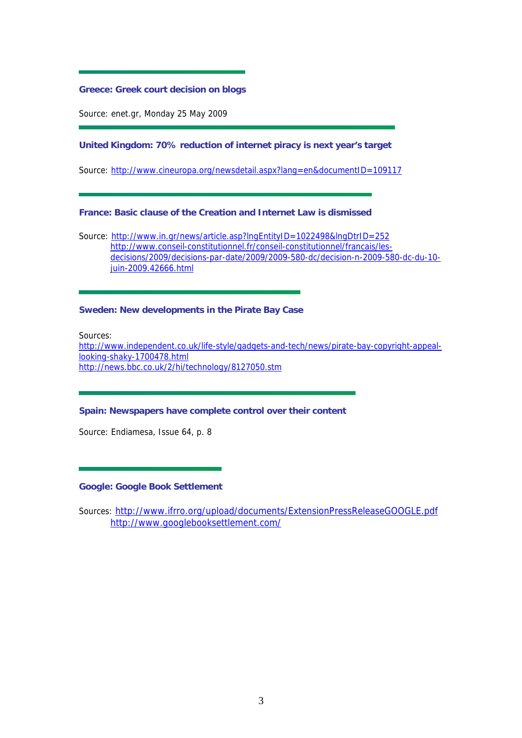### Greece: Greek court decision on blogs

Source: enet.gr, Monday 25 May 2009

### United Kingdom: 70% reduction of internet piracy is next year's target

Source: http://www.cineuropa.org/newsdetail.aspx?lang=en&documentID=109117

### France: Basic clause of the Creation and Internet Law is dismissed

Source: http://www.in.gr/news/article.asp?lngEntityID=1022498&lngDtrID=252
http://www.conseil-constitutionnel.fr/conseil-constitutionnel/francais/les-decisions/2009/decisions-par-date/2009/2009-580-dc/decision-n-2009-580-dc-du-10-juin-2009.42666.html

### Sweden: New developments in the Pirate Bay Case

Sources:
http://www.independent.co.uk/life-style/gadgets-and-tech/news/pirate-bay-copyright-appeal-looking-shaky-1700478.html
http://news.bbc.co.uk/2/hi/technology/8127050.stm

### Spain: Newspapers have complete control over their content

Source: Endiamesa, Issue 64, p. 8

### Google: Google Book Settlement

Sources: http://www.ifrro.org/upload/documents/ExtensionPressReleaseGOOGLE.pdf
http://www.googlebooksettlement.com/